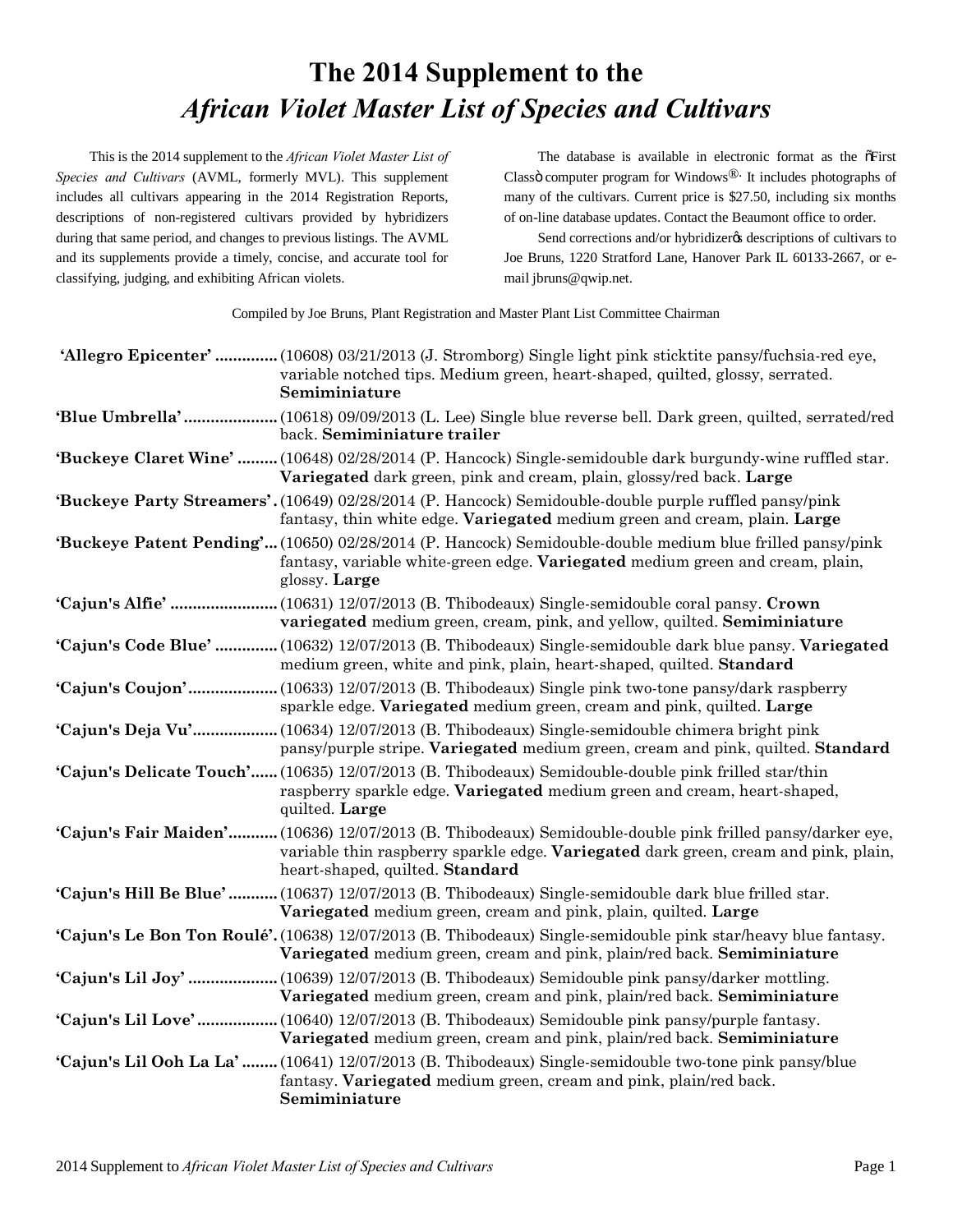# The 2014 Supplement to the *African Violet Master List of Species and Cultivars*

This is the 2014 supplement to the *African Violet Master List of Species and Cultivars* (AVML, formerly MVL). This supplement includes all cultivars appearing in the 2014 Registration Reports, descriptions of non-registered cultivars provided by hybridizers during that same period, and changes to previous listings. The AVML and its supplements provide a timely, concise, and accurate tool for classifying, judging, and exhibiting African violets.

The database is available in electronic format as the õFirst Classö computer program for Windows®· It includes photographs of many of the cultivars. Current price is $27.50, including six months of on-line database updates. Contact the Beaumont office to order.

Send corrections and/or hybridizerøs descriptions of cultivars to Joe Bruns, 1220 Stratford Lane, Hanover Park IL 60133-2667, or e-mail jbruns@qwip.net.

Compiled by Joe Bruns, Plant Registration and Master Plant List Committee Chairman

**'Allegro Epicenter'** .............. (10608) 03/21/2013 (J. Stromborg) Single light pink sticktite pansy/fuchsia-red eye, variable notched tips. Medium green, heart-shaped, quilted, glossy, serrated. **Semiminiature**

**'Blue Umbrella'** ..................... (10618) 09/09/2013 (L. Lee) Single blue reverse bell. Dark green, quilted, serrated/red back. **Semiminiature trailer**

**'Buckeye Claret Wine'** ......... (10648) 02/28/2014 (P. Hancock) Single-semidouble dark burgundy-wine ruffled star. **Variegated** dark green, pink and cream, plain, glossy/red back. **Large**

**'Buckeye Party Streamers'**. (10649) 02/28/2014 (P. Hancock) Semidouble-double purple ruffled pansy/pink fantasy, thin white edge. **Variegated** medium green and cream, plain. **Large**

**'Buckeye Patent Pending'**... (10650) 02/28/2014 (P. Hancock) Semidouble-double medium blue frilled pansy/pink fantasy, variable white-green edge. **Variegated** medium green and cream, plain, glossy. **Large**

**'Cajun's Alfie'** ........................ (10631) 12/07/2013 (B. Thibodeaux) Single-semidouble coral pansy. **Crown variegated** medium green, cream, pink, and yellow, quilted. **Semiminiature**

**'Cajun's Code Blue'** ............. (10632) 12/07/2013 (B. Thibodeaux) Single-semidouble dark blue pansy. **Variegated** medium green, white and pink, plain, heart-shaped, quilted. **Standard**

**'Cajun's Coujon'**.................... (10633) 12/07/2013 (B. Thibodeaux) Single pink two-tone pansy/dark raspberry sparkle edge. **Variegated** medium green, cream and pink, quilted. **Large**

**'Cajun's Deja Vu'**................... (10634) 12/07/2013 (B. Thibodeaux) Single-semidouble chimera bright pink pansy/purple stripe. **Variegated** medium green, cream and pink, quilted. **Standard**

**'Cajun's Delicate Touch'**...... (10635) 12/07/2013 (B. Thibodeaux) Semidouble-double pink frilled star/thin raspberry sparkle edge. **Variegated** medium green and cream, heart-shaped, quilted. **Large**

**'Cajun's Fair Maiden'**........... (10636) 12/07/2013 (B. Thibodeaux) Semidouble-double pink frilled pansy/darker eye, variable thin raspberry sparkle edge. **Variegated** dark green, cream and pink, plain, heart-shaped, quilted. **Standard**

**'Cajun's Hill Be Blue'** ........... (10637) 12/07/2013 (B. Thibodeaux) Single-semidouble dark blue frilled star. **Variegated** medium green, cream and pink, plain, quilted. **Large**

**'Cajun's Le Bon Ton Roulé'**. (10638) 12/07/2013 (B. Thibodeaux) Single-semidouble pink star/heavy blue fantasy. **Variegated** medium green, cream and pink, plain/red back. **Semiminiature**

**'Cajun's Lil Joy'** .................... (10639) 12/07/2013 (B. Thibodeaux) Semidouble pink pansy/darker mottling. **Variegated** medium green, cream and pink, plain/red back. **Semiminiature**

**'Cajun's Lil Love'**.................. (10640) 12/07/2013 (B. Thibodeaux) Semidouble pink pansy/purple fantasy. **Variegated** medium green, cream and pink, plain/red back. **Semiminiature**

**'Cajun's Lil Ooh La La'** ........ (10641) 12/07/2013 (B. Thibodeaux) Single-semidouble two-tone pink pansy/blue fantasy. **Variegated** medium green, cream and pink, plain/red back. **Semiminiature**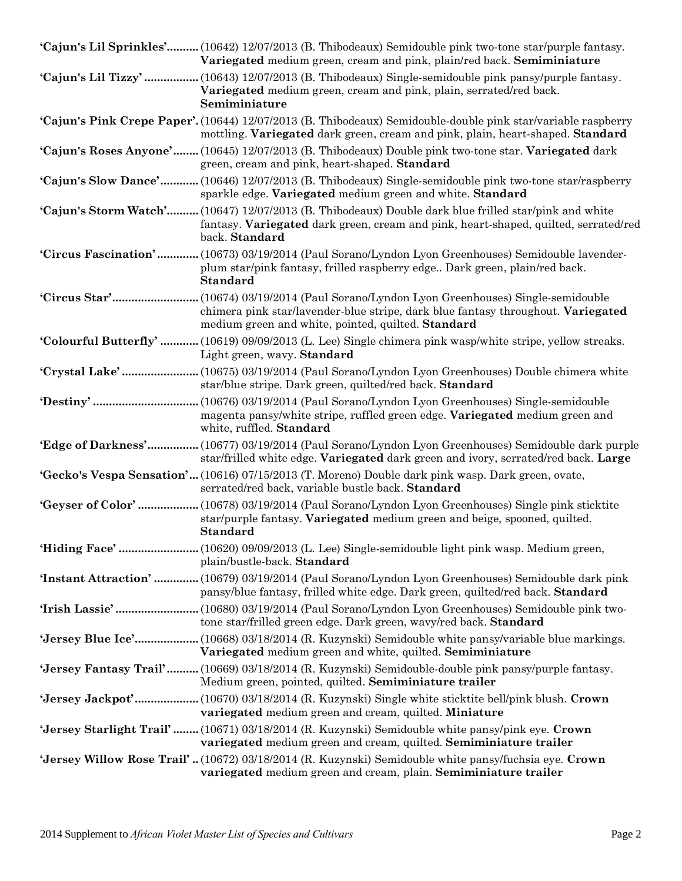**'Cajun's Lil Sprinkles'**.......... (10642) 12/07/2013 (B. Thibodeaux) Semidouble pink two-tone star/purple fantasy. **Variegated** medium green, cream and pink, plain/red back. **Semiminiature**

**'Cajun's Lil Tizzy'** ................. (10643) 12/07/2013 (B. Thibodeaux) Single-semidouble pink pansy/purple fantasy. **Variegated** medium green, cream and pink, plain, serrated/red back. **Semiminiature**

**'Cajun's Pink Crepe Paper'**. (10644) 12/07/2013 (B. Thibodeaux) Semidouble-double pink star/variable raspberry mottling. **Variegated** dark green, cream and pink, plain, heart-shaped. **Standard**

**'Cajun's Roses Anyone'**........ (10645) 12/07/2013 (B. Thibodeaux) Double pink two-tone star. **Variegated** dark green, cream and pink, heart-shaped. **Standard**

**'Cajun's Slow Dance'**............ (10646) 12/07/2013 (B. Thibodeaux) Single-semidouble pink two-tone star/raspberry sparkle edge. **Variegated** medium green and white. **Standard**

**'Cajun's Storm Watch'**.......... (10647) 12/07/2013 (B. Thibodeaux) Double dark blue frilled star/pink and white fantasy. **Variegated** dark green, cream and pink, heart-shaped, quilted, serrated/red back. **Standard**

**'Circus Fascination'** ............. (10673) 03/19/2014 (Paul Sorano/Lyndon Lyon Greenhouses) Semidouble lavender-plum star/pink fantasy, frilled raspberry edge.. Dark green, plain/red back. **Standard**

**'Circus Star'**.......................... (10674) 03/19/2014 (Paul Sorano/Lyndon Lyon Greenhouses) Single-semidouble chimera pink star/lavender-blue stripe, dark blue fantasy throughout. **Variegated** medium green and white, pointed, quilted. **Standard**

**'Colourful Butterfly'** ............ (10619) 09/09/2013 (L. Lee) Single chimera pink wasp/white stripe, yellow streaks. Light green, wavy. **Standard**

**'Crystal Lake'** ........................ (10675) 03/19/2014 (Paul Sorano/Lyndon Lyon Greenhouses) Double chimera white star/blue stripe. Dark green, quilted/red back. **Standard**

**'Destiny'** ................................ (10676) 03/19/2014 (Paul Sorano/Lyndon Lyon Greenhouses) Single-semidouble magenta pansy/white stripe, ruffled green edge. **Variegated** medium green and white, ruffled. **Standard**

**'Edge of Darkness'**................ (10677) 03/19/2014 (Paul Sorano/Lyndon Lyon Greenhouses) Semidouble dark purple star/frilled white edge. **Variegated** dark green and ivory, serrated/red back. **Large**

**'Gecko's Vespa Sensation'**... (10616) 07/15/2013 (T. Moreno) Double dark pink wasp. Dark green, ovate, serrated/red back, variable bustle back. **Standard**

**'Geyser of Color'** ................... (10678) 03/19/2014 (Paul Sorano/Lyndon Lyon Greenhouses) Single pink sticktite star/purple fantasy. **Variegated** medium green and beige, spooned, quilted. **Standard**

**'Hiding Face'** ......................... (10620) 09/09/2013 (L. Lee) Single-semidouble light pink wasp. Medium green, plain/bustle-back. **Standard**

**'Instant Attraction'** .............. (10679) 03/19/2014 (Paul Sorano/Lyndon Lyon Greenhouses) Semidouble dark pink pansy/blue fantasy, frilled white edge. Dark green, quilted/red back. **Standard**

**'Irish Lassie'** .......................... (10680) 03/19/2014 (Paul Sorano/Lyndon Lyon Greenhouses) Semidouble pink two-tone star/frilled green edge. Dark green, wavy/red back. **Standard**

**'Jersey Blue Ice'**.................... (10668) 03/18/2014 (R. Kuzynski) Semidouble white pansy/variable blue markings. **Variegated** medium green and white, quilted. **Semiminiature**

**'Jersey Fantasy Trail'**.......... (10669) 03/18/2014 (R. Kuzynski) Semidouble-double pink pansy/purple fantasy. Medium green, pointed, quilted. **Semiminiature trailer**

**'Jersey Jackpot'**.................... (10670) 03/18/2014 (R. Kuzynski) Single white sticktite bell/pink blush. **Crown variegated** medium green and cream, quilted. **Miniature**

**'Jersey Starlight Trail'** ........ (10671) 03/18/2014 (R. Kuzynski) Semidouble white pansy/pink eye. **Crown variegated** medium green and cream, quilted. **Semiminiature trailer**

**'Jersey Willow Rose Trail'** .. (10672) 03/18/2014 (R. Kuzynski) Semidouble white pansy/fuchsia eye. **Crown variegated** medium green and cream, plain. **Semiminiature trailer**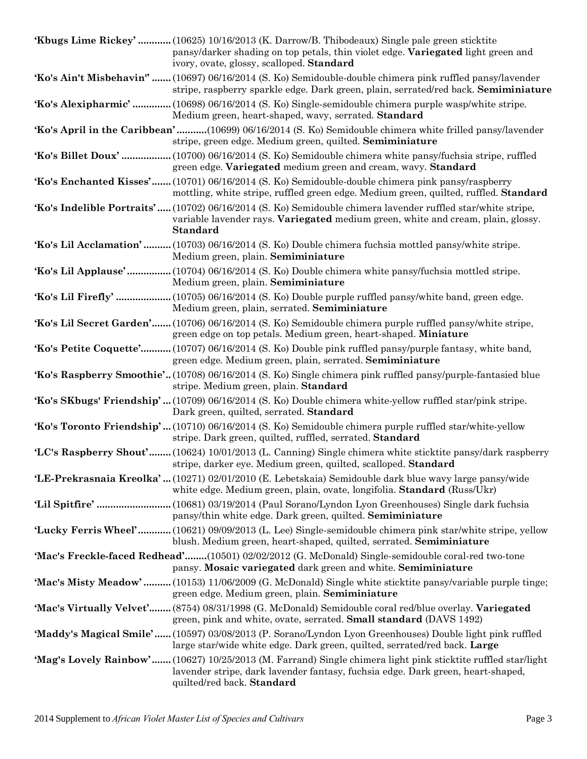**'Kbugs Lime Rickey'** ............ (10625) 10/16/2013 (K. Darrow/B. Thibodeaux) Single pale green sticktite pansy/darker shading on top petals, thin violet edge. **Variegated** light green and ivory, ovate, glossy, scalloped. **Standard**

**'Ko's Ain't Misbehavin''** ....... (10697) 06/16/2014 (S. Ko) Semidouble-double chimera pink ruffled pansy/lavender stripe, raspberry sparkle edge. Dark green, plain, serrated/red back. **Semiminiature**

**'Ko's Alexipharmic'** .............. (10698) 06/16/2014 (S. Ko) Single-semidouble chimera purple wasp/white stripe. Medium green, heart-shaped, wavy, serrated. **Standard**

**'Ko's April in the Caribbean'** ...........(10699) 06/16/2014 (S. Ko) Semidouble chimera white frilled pansy/lavender stripe, green edge. Medium green, quilted. **Semiminiature**

**'Ko's Billet Doux'** .................. (10700) 06/16/2014 (S. Ko) Semidouble chimera white pansy/fuchsia stripe, ruffled green edge. **Variegated** medium green and cream, wavy. **Standard**

**'Ko's Enchanted Kisses'** ....... (10701) 06/16/2014 (S. Ko) Semidouble-double chimera pink pansy/raspberry mottling, white stripe, ruffled green edge. Medium green, quilted, ruffled. **Standard**

**'Ko's Indelible Portraits'** ..... (10702) 06/16/2014 (S. Ko) Semidouble chimera lavender ruffled star/white stripe, variable lavender rays. **Variegated** medium green, white and cream, plain, glossy. **Standard**

**'Ko's Lil Acclamation'** .......... (10703) 06/16/2014 (S. Ko) Double chimera fuchsia mottled pansy/white stripe. Medium green, plain. **Semiminiature**

**'Ko's Lil Applause'** ................ (10704) 06/16/2014 (S. Ko) Double chimera white pansy/fuchsia mottled stripe. Medium green, plain. **Semiminiature**

**'Ko's Lil Firefly'** .................... (10705) 06/16/2014 (S. Ko) Double purple ruffled pansy/white band, green edge. Medium green, plain, serrated. **Semiminiature**

**'Ko's Lil Secret Garden'** ....... (10706) 06/16/2014 (S. Ko) Semidouble chimera purple ruffled pansy/white stripe, green edge on top petals. Medium green, heart-shaped. **Miniature**

**'Ko's Petite Coquette'** ........... (10707) 06/16/2014 (S. Ko) Double pink ruffled pansy/purple fantasy, white band, green edge. Medium green, plain, serrated. **Semiminiature**

**'Ko's Raspberry Smoothie'** .. (10708) 06/16/2014 (S. Ko) Single chimera pink ruffled pansy/purple-fantasied blue stripe. Medium green, plain. **Standard**

**'Ko's SKbugs' Friendship'** ... (10709) 06/16/2014 (S. Ko) Double chimera white-yellow ruffled star/pink stripe. Dark green, quilted, serrated. **Standard**

**'Ko's Toronto Friendship'** ... (10710) 06/16/2014 (S. Ko) Semidouble chimera purple ruffled star/white-yellow stripe. Dark green, quilted, ruffled, serrated. **Standard**

**'LC's Raspberry Shout'** ........ (10624) 10/01/2013 (L. Canning) Single chimera white sticktite pansy/dark raspberry stripe, darker eye. Medium green, quilted, scalloped. **Standard**

**'LE-Prekrasnaia Kreolka'** ... (10271) 02/01/2010 (E. Lebetskaia) Semidouble dark blue wavy large pansy/wide white edge. Medium green, plain, ovate, longifolia. **Standard** (Russ/Ukr)

**'Lil Spitfire'** ........................... (10681) 03/19/2014 (Paul Sorano/Lyndon Lyon Greenhouses) Single dark fuchsia pansy/thin white edge. Dark green, quilted. **Semiminiature**

**'Lucky Ferris Wheel'** ............ (10621) 09/09/2013 (L. Lee) Single-semidouble chimera pink star/white stripe, yellow blush. Medium green, heart-shaped, quilted, serrated. **Semiminiature**

**'Mac's Freckle-faced Redhead'** ........(10501) 02/02/2012 (G. McDonald) Single-semidouble coral-red two-tone pansy. **Mosaic variegated** dark green and white. **Semiminiature**

**'Mac's Misty Meadow'** .......... (10153) 11/06/2009 (G. McDonald) Single white sticktite pansy/variable purple tinge; green edge. Medium green, plain. **Semiminiature**

**'Mac's Virtually Velvet'** ........ (8754) 08/31/1998 (G. McDonald) Semidouble coral red/blue overlay. **Variegated** green, pink and white, ovate, serrated. **Small standard** (DAVS 1492)

**'Maddy's Magical Smile'** ...... (10597) 03/08/2013 (P. Sorano/Lyndon Lyon Greenhouses) Double light pink ruffled large star/wide white edge. Dark green, quilted, serrated/red back. **Large**

**'Mag's Lovely Rainbow'** ....... (10627) 10/25/2013 (M. Farrand) Single chimera light pink sticktite ruffled star/light lavender stripe, dark lavender fantasy, fuchsia edge. Dark green, heart-shaped, quilted/red back. **Standard**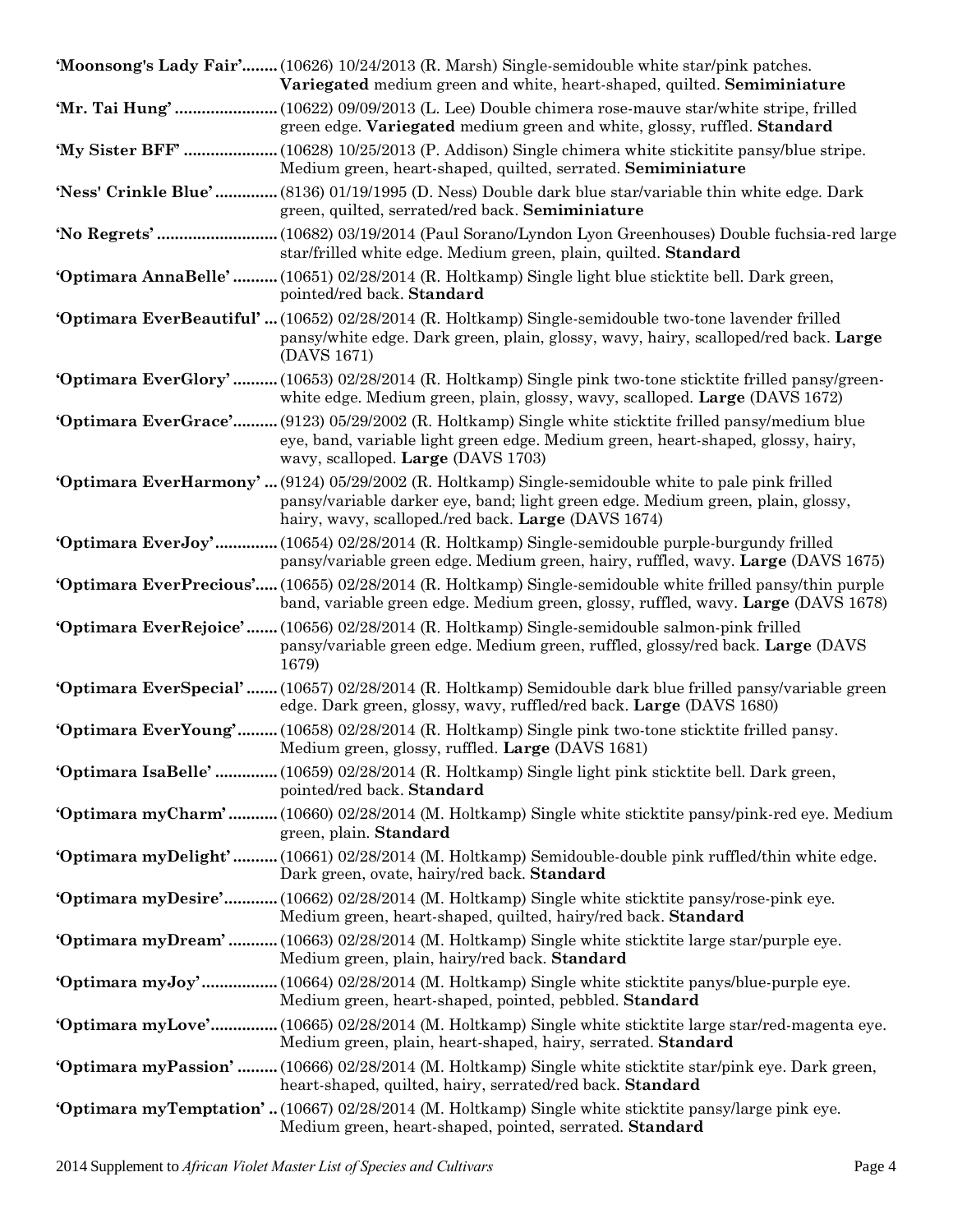**'Moonsong's Lady Fair'**........ (10626) 10/24/2013 (R. Marsh) Single-semidouble white star/pink patches. **Variegated** medium green and white, heart-shaped, quilted. **Semiminiature**

**'Mr. Tai Hung'** ....................... (10622) 09/09/2013 (L. Lee) Double chimera rose-mauve star/white stripe, frilled green edge. **Variegated** medium green and white, glossy, ruffled. **Standard**

**'My Sister BFF'** ..................... (10628) 10/25/2013 (P. Addison) Single chimera white stickitite pansy/blue stripe. Medium green, heart-shaped, quilted, serrated. **Semiminiature**

**'Ness' Crinkle Blue'** .............. (8136) 01/19/1995 (D. Ness) Double dark blue star/variable thin white edge. Dark green, quilted, serrated/red back. **Semiminiature**

**'No Regrets'** ........................... (10682) 03/19/2014 (Paul Sorano/Lyndon Lyon Greenhouses) Double fuchsia-red large star/frilled white edge. Medium green, plain, quilted. **Standard**

**'Optimara AnnaBelle'** .......... (10651) 02/28/2014 (R. Holtkamp) Single light blue sticktite bell. Dark green, pointed/red back. **Standard**

**'Optimara EverBeautiful'** ... (10652) 02/28/2014 (R. Holtkamp) Single-semidouble two-tone lavender frilled pansy/white edge. Dark green, plain, glossy, wavy, hairy, scalloped/red back. **Large** (DAVS 1671)

**'Optimara EverGlory'** .......... (10653) 02/28/2014 (R. Holtkamp) Single pink two-tone sticktite frilled pansy/green-white edge. Medium green, plain, glossy, wavy, scalloped. **Large** (DAVS 1672)

**'Optimara EverGrace'**.......... (9123) 05/29/2002 (R. Holtkamp) Single white sticktite frilled pansy/medium blue eye, band, variable light green edge. Medium green, heart-shaped, glossy, hairy, wavy, scalloped. **Large** (DAVS 1703)

**'Optimara EverHarmony'** ... (9124) 05/29/2002 (R. Holtkamp) Single-semidouble white to pale pink frilled pansy/variable darker eye, band; light green edge. Medium green, plain, glossy, hairy, wavy, scalloped./red back. **Large** (DAVS 1674)

**'Optimara EverJoy'**.............. (10654) 02/28/2014 (R. Holtkamp) Single-semidouble purple-burgundy frilled pansy/variable green edge. Medium green, hairy, ruffled, wavy. **Large** (DAVS 1675)

**'Optimara EverPrecious'**..... (10655) 02/28/2014 (R. Holtkamp) Single-semidouble white frilled pansy/thin purple band, variable green edge. Medium green, glossy, ruffled, wavy. **Large** (DAVS 1678)

**'Optimara EverRejoice'** ....... (10656) 02/28/2014 (R. Holtkamp) Single-semidouble salmon-pink frilled pansy/variable green edge. Medium green, ruffled, glossy/red back. **Large** (DAVS 1679)

**'Optimara EverSpecial'** ....... (10657) 02/28/2014 (R. Holtkamp) Semidouble dark blue frilled pansy/variable green edge. Dark green, glossy, wavy, ruffled/red back. **Large** (DAVS 1680)

**'Optimara EverYoung'**......... (10658) 02/28/2014 (R. Holtkamp) Single pink two-tone sticktite frilled pansy. Medium green, glossy, ruffled. **Large** (DAVS 1681)

**'Optimara IsaBelle'** .............. (10659) 02/28/2014 (R. Holtkamp) Single light pink sticktite bell. Dark green, pointed/red back. **Standard**

**'Optimara myCharm'**........... (10660) 02/28/2014 (M. Holtkamp) Single white sticktite pansy/pink-red eye. Medium green, plain. **Standard**

**'Optimara myDelight'**.......... (10661) 02/28/2014 (M. Holtkamp) Semidouble-double pink ruffled/thin white edge. Dark green, ovate, hairy/red back. **Standard**

**'Optimara myDesire'**............ (10662) 02/28/2014 (M. Holtkamp) Single white sticktite pansy/rose-pink eye. Medium green, heart-shaped, quilted, hairy/red back. **Standard**

**'Optimara myDream'** ........... (10663) 02/28/2014 (M. Holtkamp) Single white sticktite large star/purple eye. Medium green, plain, hairy/red back. **Standard**

**'Optimara myJoy'**................. (10664) 02/28/2014 (M. Holtkamp) Single white sticktite panys/blue-purple eye. Medium green, heart-shaped, pointed, pebbled. **Standard**

**'Optimara myLove'**............... (10665) 02/28/2014 (M. Holtkamp) Single white sticktite large star/red-magenta eye. Medium green, plain, heart-shaped, hairy, serrated. **Standard**

**'Optimara myPassion'** ......... (10666) 02/28/2014 (M. Holtkamp) Single white sticktite star/pink eye. Dark green, heart-shaped, quilted, hairy, serrated/red back. **Standard**

**'Optimara myTemptation'** .. (10667) 02/28/2014 (M. Holtkamp) Single white sticktite pansy/large pink eye. Medium green, heart-shaped, pointed, serrated. **Standard**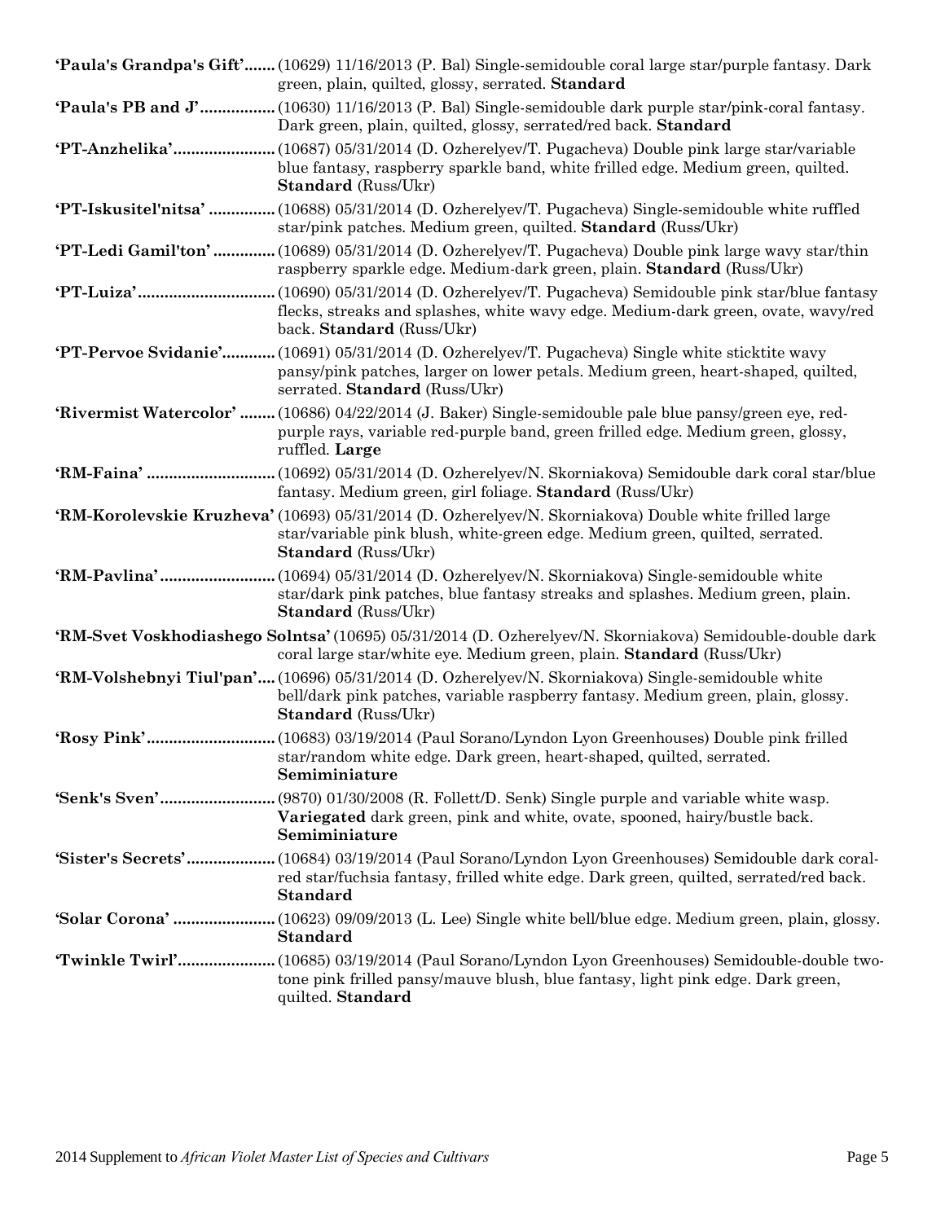**'Paula's Grandpa's Gift'**....... (10629) 11/16/2013 (P. Bal) Single-semidouble coral large star/purple fantasy. Dark green, plain, quilted, glossy, serrated. **Standard**

**'Paula's PB and J'**................. (10630) 11/16/2013 (P. Bal) Single-semidouble dark purple star/pink-coral fantasy. Dark green, plain, quilted, glossy, serrated/red back. **Standard**

**'PT-Anzhelika'**....................... (10687) 05/31/2014 (D. Ozherelyev/T. Pugacheva) Double pink large star/variable blue fantasy, raspberry sparkle band, white frilled edge. Medium green, quilted. **Standard** (Russ/Ukr)

**'PT-Iskusitel'nitsa'** ............... (10688) 05/31/2014 (D. Ozherelyev/T. Pugacheva) Single-semidouble white ruffled star/pink patches. Medium green, quilted. **Standard** (Russ/Ukr)

**'PT-Ledi Gamil'ton'** .............. (10689) 05/31/2014 (D. Ozherelyev/T. Pugacheva) Double pink large wavy star/thin raspberry sparkle edge. Medium-dark green, plain. **Standard** (Russ/Ukr)

**'PT-Luiza'**.............................. (10690) 05/31/2014 (D. Ozherelyev/T. Pugacheva) Semidouble pink star/blue fantasy flecks, streaks and splashes, white wavy edge. Medium-dark green, ovate, wavy/red back. **Standard** (Russ/Ukr)

**'PT-Pervoe Svidanie'**............ (10691) 05/31/2014 (D. Ozherelyev/T. Pugacheva) Single white sticktite wavy pansy/pink patches, larger on lower petals. Medium green, heart-shaped, quilted, serrated. **Standard** (Russ/Ukr)

**'Rivermist Watercolor'** ........ (10686) 04/22/2014 (J. Baker) Single-semidouble pale blue pansy/green eye, red-purple rays, variable red-purple band, green frilled edge. Medium green, glossy, ruffled. **Large**

**'RM-Faina'** ............................ (10692) 05/31/2014 (D. Ozherelyev/N. Skorniakova) Semidouble dark coral star/blue fantasy. Medium green, girl foliage. **Standard** (Russ/Ukr)

**'RM-Korolevskie Kruzheva'** (10693) 05/31/2014 (D. Ozherelyev/N. Skorniakova) Double white frilled large star/variable pink blush, white-green edge. Medium green, quilted, serrated. **Standard** (Russ/Ukr)

**'RM-Pavlina'**.......................... (10694) 05/31/2014 (D. Ozherelyev/N. Skorniakova) Single-semidouble white star/dark pink patches, blue fantasy streaks and splashes. Medium green, plain. **Standard** (Russ/Ukr)

**'RM-Svet Voskhodiashego Solntsa'** (10695) 05/31/2014 (D. Ozherelyev/N. Skorniakova) Semidouble-double dark coral large star/white eye. Medium green, plain. **Standard** (Russ/Ukr)

**'RM-Volshebnyi Tiul'pan'**.... (10696) 05/31/2014 (D. Ozherelyev/N. Skorniakova) Single-semidouble white bell/dark pink patches, variable raspberry fantasy. Medium green, plain, glossy. **Standard** (Russ/Ukr)

**'Rosy Pink'**............................ (10683) 03/19/2014 (Paul Sorano/Lyndon Lyon Greenhouses) Double pink frilled star/random white edge. Dark green, heart-shaped, quilted, serrated. **Semiminiature**

**'Senk's Sven'**......................... (9870) 01/30/2008 (R. Follett/D. Senk) Single purple and variable white wasp. **Variegated** dark green, pink and white, ovate, spooned, hairy/bustle back. **Semiminiature**

**'Sister's Secrets'**.................... (10684) 03/19/2014 (Paul Sorano/Lyndon Lyon Greenhouses) Semidouble dark coral-red star/fuchsia fantasy, frilled white edge. Dark green, quilted, serrated/red back. **Standard**

**'Solar Corona'** ....................... (10623) 09/09/2013 (L. Lee) Single white bell/blue edge. Medium green, plain, glossy. **Standard**

**'Twinkle Twirl'**...................... (10685) 03/19/2014 (Paul Sorano/Lyndon Lyon Greenhouses) Semidouble-double two-tone pink frilled pansy/mauve blush, blue fantasy, light pink edge. Dark green, quilted. **Standard**